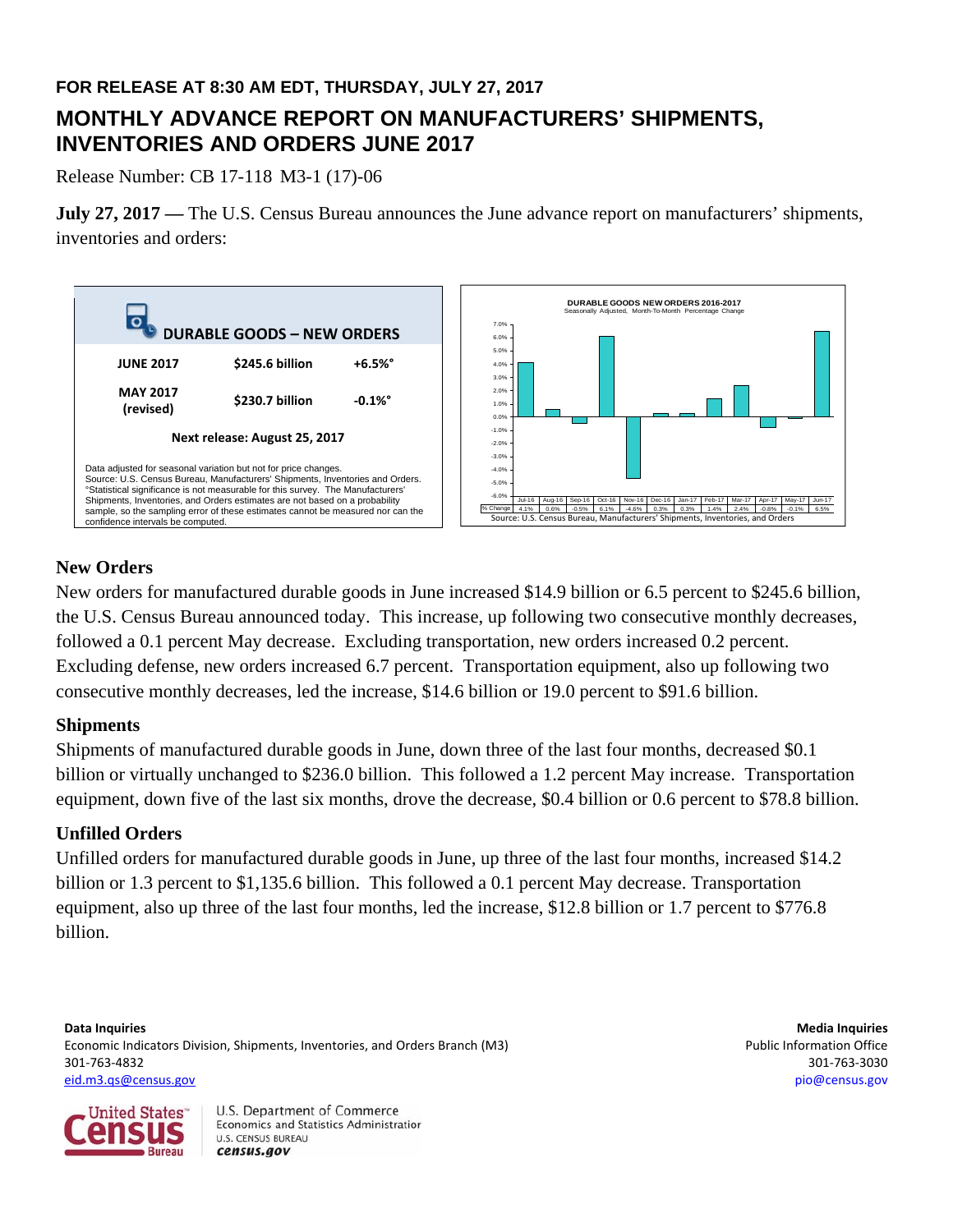**FOR RELEASE AT 8:30 AM EDT, THURSDAY, JULY 27, 2017**

# MONTHLY ADVANCE REPORT ON MANUFACTURERS' SHIPMENTS, INVENTORIES AND ORDERS JUNE 2017

Release Number: CB 17-118 M3-1 (17)-06

**July 27, 2017 —** The U.S. Census Bureau announces the June advance report on manufacturers' shipments, inventories and orders:

**DURABLE GOODS – NEW ORDERS**

| | | |
|---|---|---|
| **JUNE 2017** | **$245.6 billion** | **+6.5%°** |
| **MAY 2017 (revised)** | **$230.7 billion** | **-0.1%°** |

**Next release: August 25, 2017**

Data adjusted for seasonal variation but not for price changes.
Source: U.S. Census Bureau, Manufacturers' Shipments, Inventories and Orders.
°Statistical significance is not measurable for this survey. The Manufacturers' Shipments, Inventories, and Orders estimates are not based on a probability sample, so the sampling error of these estimates cannot be measured nor can the confidence intervals be computed.

**DURABLE GOODS NEW ORDERS 2016-2017**
Seasonally Adjusted, Month-To-Month Percentage Change

| | Jul-16 | Aug-16 | Sep-16 | Oct-16 | Nov-16 | Dec-16 | Jan-17 | Feb-17 | Mar-17 | Apr-17 | May-17 | Jun-17 |
|---|---|---|---|---|---|---|---|---|---|---|---|---|
| % Change | 4.1% | 0.6% | -0.5% | 6.1% | -4.6% | 0.3% | 0.3% | 1.4% | 2.4% | -0.8% | -0.1% | 6.5% |

Source: U.S. Census Bureau, Manufacturers' Shipments, Inventories, and Orders

## New Orders

New orders for manufactured durable goods in June increased $14.9 billion or 6.5 percent to $245.6 billion, the U.S. Census Bureau announced today. This increase, up following two consecutive monthly decreases, followed a 0.1 percent May decrease. Excluding transportation, new orders increased 0.2 percent. Excluding defense, new orders increased 6.7 percent. Transportation equipment, also up following two consecutive monthly decreases, led the increase, $14.6 billion or 19.0 percent to $91.6 billion.

## Shipments

Shipments of manufactured durable goods in June, down three of the last four months, decreased $0.1 billion or virtually unchanged to $236.0 billion. This followed a 1.2 percent May increase. Transportation equipment, down five of the last six months, drove the decrease, $0.4 billion or 0.6 percent to $78.8 billion.

## Unfilled Orders

Unfilled orders for manufactured durable goods in June, up three of the last four months, increased $14.2 billion or 1.3 percent to $1,135.6 billion. This followed a 0.1 percent May decrease. Transportation equipment, also up three of the last four months, led the increase, $12.8 billion or 1.7 percent to $776.8 billion.

**Data Inquiries**
Economic Indicators Division, Shipments, Inventories, and Orders Branch (M3)
301-763-4832
eid.m3.qs@census.gov

**Media Inquiries**
Public Information Office
301-763-3030
pio@census.gov

United States Census Bureau
U.S. Department of Commerce
Economics and Statistics Administration
U.S. CENSUS BUREAU
census.gov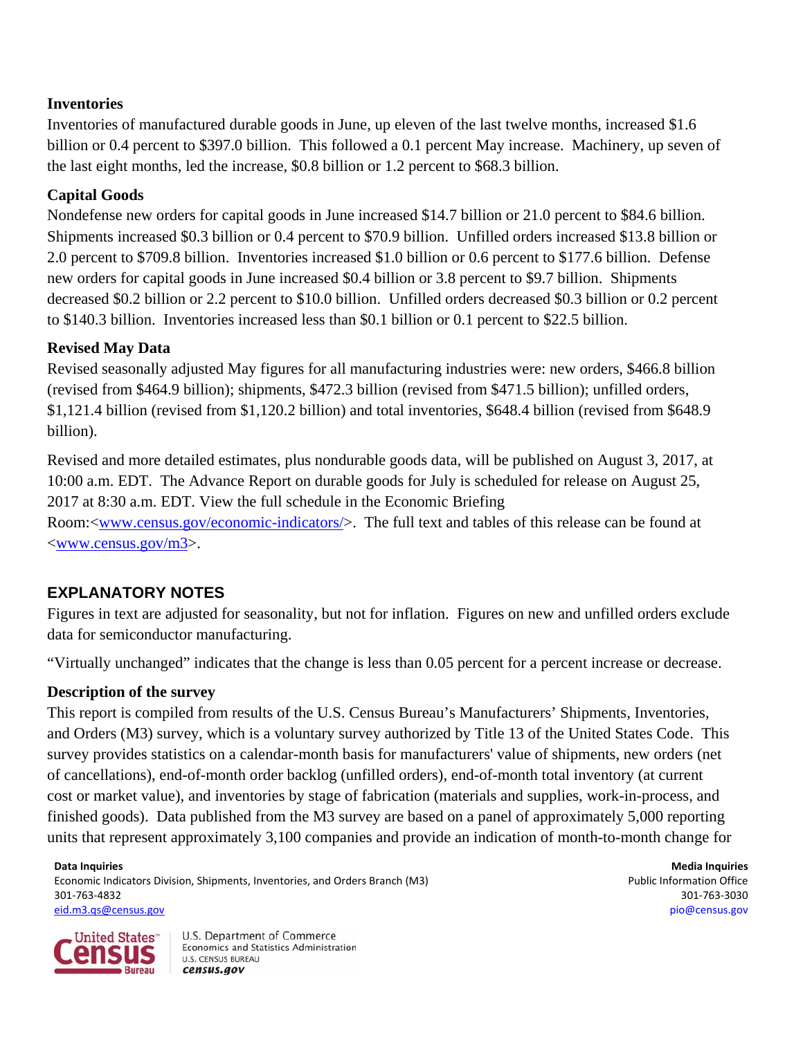### Inventories

Inventories of manufactured durable goods in June, up eleven of the last twelve months, increased $1.6 billion or 0.4 percent to $397.0 billion. This followed a 0.1 percent May increase. Machinery, up seven of the last eight months, led the increase, $0.8 billion or 1.2 percent to $68.3 billion.

### Capital Goods

Nondefense new orders for capital goods in June increased $14.7 billion or 21.0 percent to $84.6 billion. Shipments increased $0.3 billion or 0.4 percent to $70.9 billion. Unfilled orders increased $13.8 billion or 2.0 percent to $709.8 billion. Inventories increased $1.0 billion or 0.6 percent to $177.6 billion. Defense new orders for capital goods in June increased $0.4 billion or 3.8 percent to $9.7 billion. Shipments decreased $0.2 billion or 2.2 percent to $10.0 billion. Unfilled orders decreased $0.3 billion or 0.2 percent to $140.3 billion. Inventories increased less than $0.1 billion or 0.1 percent to $22.5 billion.

### Revised May Data

Revised seasonally adjusted May figures for all manufacturing industries were: new orders, $466.8 billion (revised from $464.9 billion); shipments, $472.3 billion (revised from $471.5 billion); unfilled orders, $1,121.4 billion (revised from $1,120.2 billion) and total inventories, $648.4 billion (revised from $648.9 billion).

Revised and more detailed estimates, plus nondurable goods data, will be published on August 3, 2017, at 10:00 a.m. EDT. The Advance Report on durable goods for July is scheduled for release on August 25, 2017 at 8:30 a.m. EDT. View the full schedule in the Economic Briefing Room:<www.census.gov/economic-indicators/>. The full text and tables of this release can be found at <www.census.gov/m3>.

## EXPLANATORY NOTES

Figures in text are adjusted for seasonality, but not for inflation. Figures on new and unfilled orders exclude data for semiconductor manufacturing.

"Virtually unchanged" indicates that the change is less than 0.05 percent for a percent increase or decrease.

### Description of the survey

This report is compiled from results of the U.S. Census Bureau's Manufacturers' Shipments, Inventories, and Orders (M3) survey, which is a voluntary survey authorized by Title 13 of the United States Code. This survey provides statistics on a calendar-month basis for manufacturers' value of shipments, new orders (net of cancellations), end-of-month order backlog (unfilled orders), end-of-month total inventory (at current cost or market value), and inventories by stage of fabrication (materials and supplies, work-in-process, and finished goods). Data published from the M3 survey are based on a panel of approximately 5,000 reporting units that represent approximately 3,100 companies and provide an indication of month-to-month change for

**Data Inquiries**
Economic Indicators Division, Shipments, Inventories, and Orders Branch (M3)
301-763-4832
eid.m3.qs@census.gov

**Media Inquiries**
Public Information Office
301-763-3030
pio@census.gov

U.S. Department of Commerce
Economics and Statistics Administration
U.S. CENSUS BUREAU
census.gov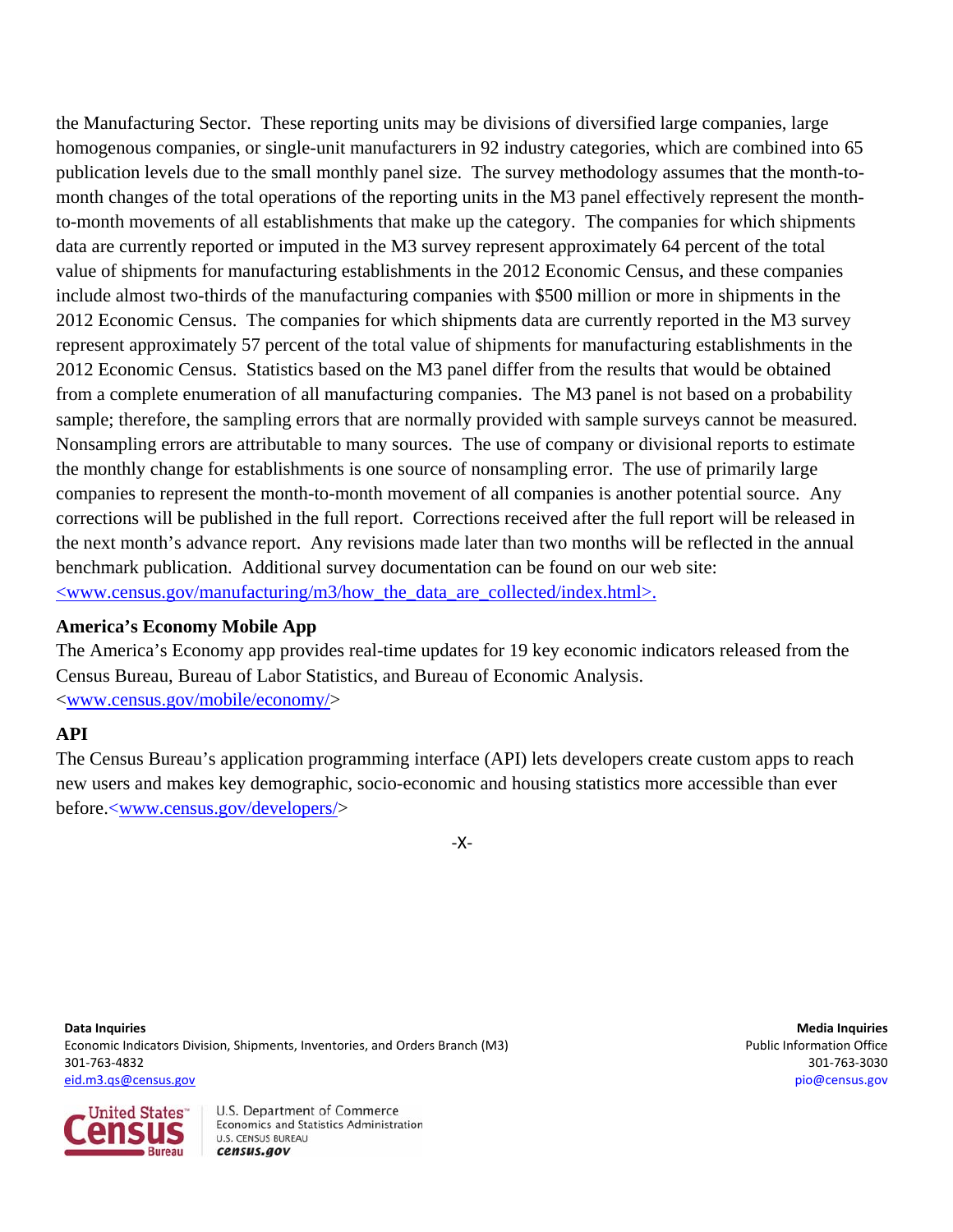the Manufacturing Sector. These reporting units may be divisions of diversified large companies, large homogenous companies, or single-unit manufacturers in 92 industry categories, which are combined into 65 publication levels due to the small monthly panel size. The survey methodology assumes that the month-to-month changes of the total operations of the reporting units in the M3 panel effectively represent the month-to-month movements of all establishments that make up the category. The companies for which shipments data are currently reported or imputed in the M3 survey represent approximately 64 percent of the total value of shipments for manufacturing establishments in the 2012 Economic Census, and these companies include almost two-thirds of the manufacturing companies with $500 million or more in shipments in the 2012 Economic Census. The companies for which shipments data are currently reported in the M3 survey represent approximately 57 percent of the total value of shipments for manufacturing establishments in the 2012 Economic Census. Statistics based on the M3 panel differ from the results that would be obtained from a complete enumeration of all manufacturing companies. The M3 panel is not based on a probability sample; therefore, the sampling errors that are normally provided with sample surveys cannot be measured. Nonsampling errors are attributable to many sources. The use of company or divisional reports to estimate the monthly change for establishments is one source of nonsampling error. The use of primarily large companies to represent the month-to-month movement of all companies is another potential source. Any corrections will be published in the full report. Corrections received after the full report will be released in the next month's advance report. Any revisions made later than two months will be reflected in the annual benchmark publication. Additional survey documentation can be found on our web site: <www.census.gov/manufacturing/m3/how_the_data_are_collected/index.html>.

**America's Economy Mobile App**

The America's Economy app provides real-time updates for 19 key economic indicators released from the Census Bureau, Bureau of Labor Statistics, and Bureau of Economic Analysis. <www.census.gov/mobile/economy/>

**API**

The Census Bureau's application programming interface (API) lets developers create custom apps to reach new users and makes key demographic, socio-economic and housing statistics more accessible than ever before.<www.census.gov/developers/>

-X-

**Data Inquiries**
Economic Indicators Division, Shipments, Inventories, and Orders Branch (M3)
301-763-4832
eid.m3.qs@census.gov

**Media Inquiries**
Public Information Office
301-763-3030
pio@census.gov

U.S. Department of Commerce
Economics and Statistics Administration
U.S. CENSUS BUREAU
census.gov